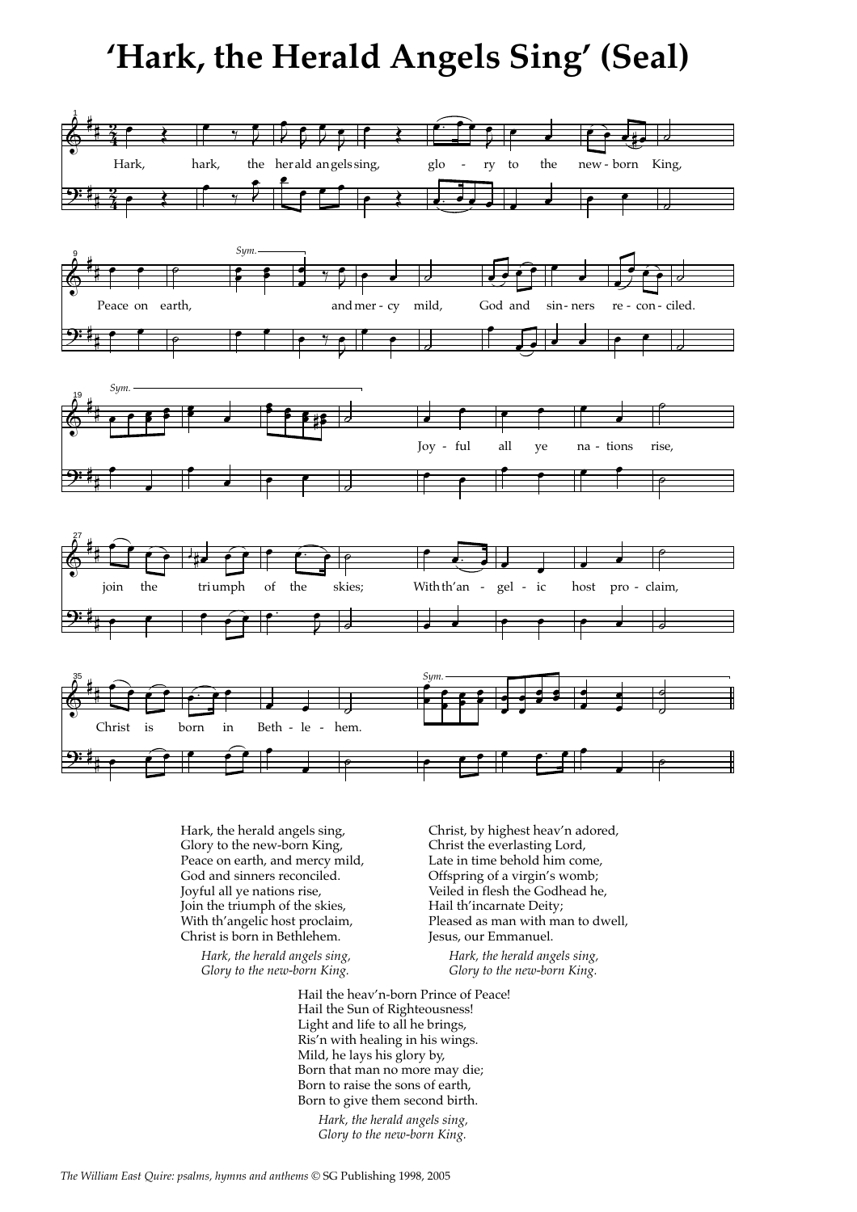# 'Hark, the Herald Angels Sing' (Seal)

Hark, the herald angels sing,
Glory to the new-born King,
Peace on earth, and mercy mild,
God and sinners reconciled.
Joyful all ye nations rise,
Join the triumph of the skies,
With th'angelic host proclaim,
Christ is born in Bethlehem.

*Hark, the herald angels sing,*
*Glory to the new-born King.*

Christ, by highest heav'n adored,
Christ the everlasting Lord,
Late in time behold him come,
Offspring of a virgin's womb;
Veiled in flesh the Godhead he,
Hail th'incarnate Deity;
Pleased as man with man to dwell,
Jesus, our Emmanuel.

*Hark, the herald angels sing,*
*Glory to the new-born King.*

Hail the heav'n-born Prince of Peace!
Hail the Sun of Righteousness!
Light and life to all he brings,
Ris'n with healing in his wings.
Mild, he lays his glory by,
Born that man no more may die;
Born to raise the sons of earth,
Born to give them second birth.

*Hark, the herald angels sing,*
*Glory to the new-born King.*

*The William East Quire: psalms, hymns and anthems* © SG Publishing 1998, 2005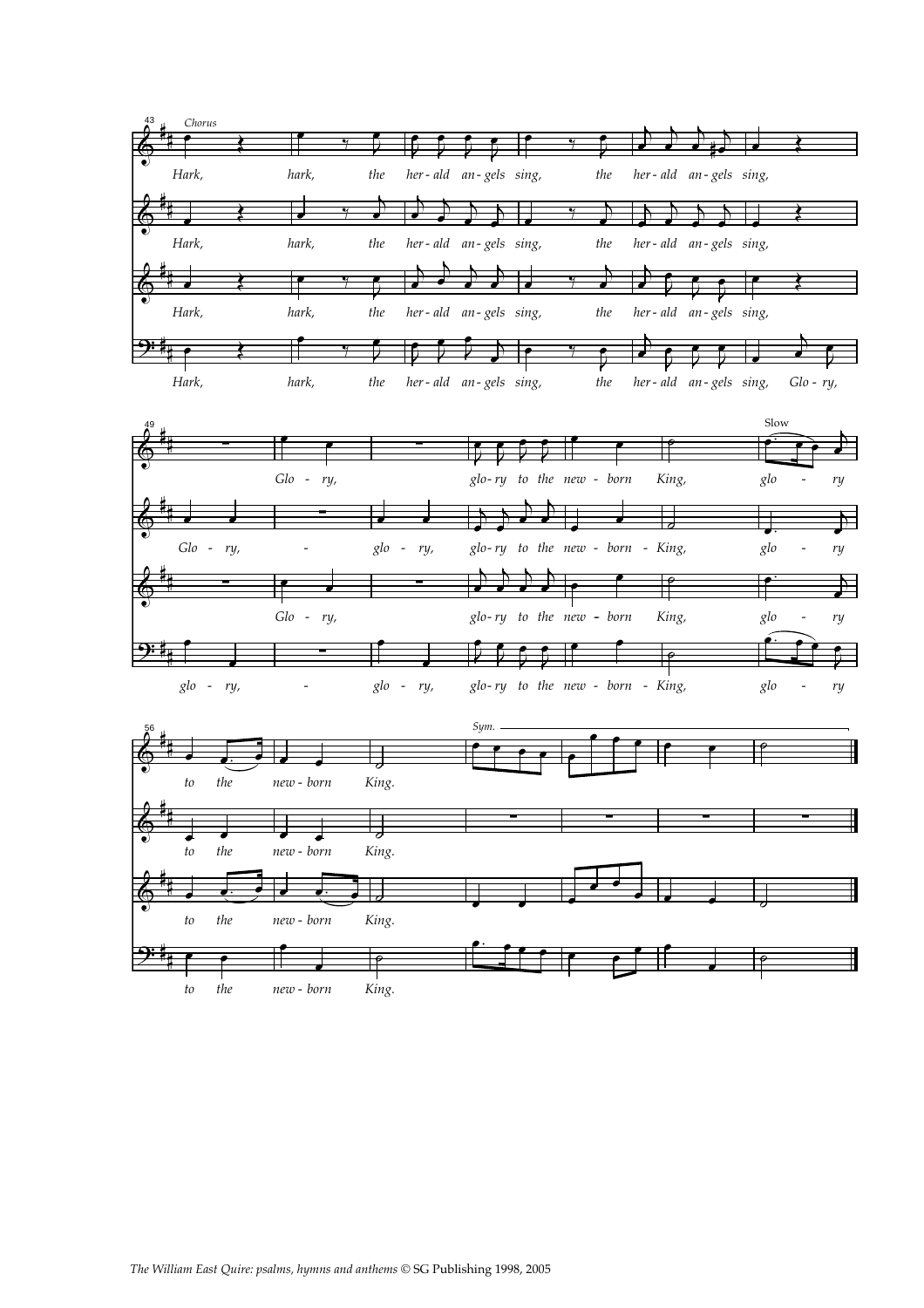The William East Quire: psalms, hymns and anthems © SG Publishing 1998, 2005